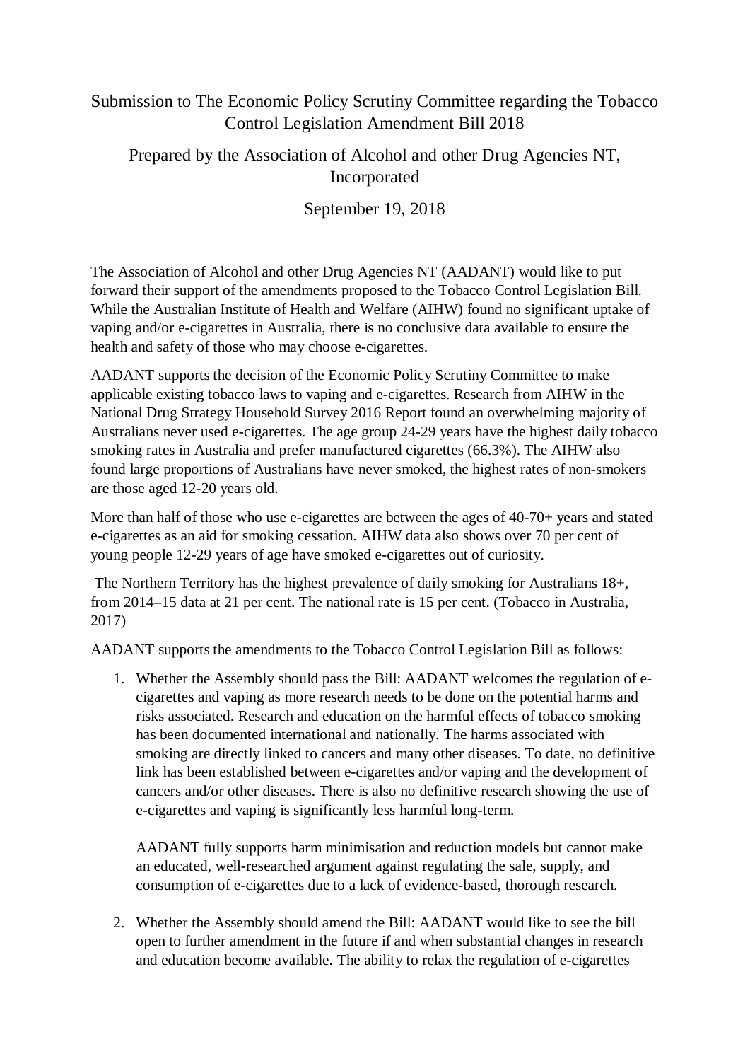Submission to The Economic Policy Scrutiny Committee regarding the Tobacco Control Legislation Amendment Bill 2018

Prepared by the Association of Alcohol and other Drug Agencies NT, Incorporated

September 19, 2018

The Association of Alcohol and other Drug Agencies NT (AADANT) would like to put forward their support of the amendments proposed to the Tobacco Control Legislation Bill. While the Australian Institute of Health and Welfare (AIHW) found no significant uptake of vaping and/or e-cigarettes in Australia, there is no conclusive data available to ensure the health and safety of those who may choose e-cigarettes.

AADANT supports the decision of the Economic Policy Scrutiny Committee to make applicable existing tobacco laws to vaping and e-cigarettes. Research from AIHW in the National Drug Strategy Household Survey 2016 Report found an overwhelming majority of Australians never used e-cigarettes. The age group 24-29 years have the highest daily tobacco smoking rates in Australia and prefer manufactured cigarettes (66.3%). The AIHW also found large proportions of Australians have never smoked, the highest rates of non-smokers are those aged 12-20 years old.

More than half of those who use e-cigarettes are between the ages of 40-70+ years and stated e-cigarettes as an aid for smoking cessation. AIHW data also shows over 70 per cent of young people 12-29 years of age have smoked e-cigarettes out of curiosity.

The Northern Territory has the highest prevalence of daily smoking for Australians 18+, from 2014–15 data at 21 per cent. The national rate is 15 per cent. (Tobacco in Australia, 2017)

AADANT supports the amendments to the Tobacco Control Legislation Bill as follows:

1. Whether the Assembly should pass the Bill: AADANT welcomes the regulation of e-cigarettes and vaping as more research needs to be done on the potential harms and risks associated. Research and education on the harmful effects of tobacco smoking has been documented international and nationally. The harms associated with smoking are directly linked to cancers and many other diseases. To date, no definitive link has been established between e-cigarettes and/or vaping and the development of cancers and/or other diseases. There is also no definitive research showing the use of e-cigarettes and vaping is significantly less harmful long-term.

   AADANT fully supports harm minimisation and reduction models but cannot make an educated, well-researched argument against regulating the sale, supply, and consumption of e-cigarettes due to a lack of evidence-based, thorough research.

2. Whether the Assembly should amend the Bill: AADANT would like to see the bill open to further amendment in the future if and when substantial changes in research and education become available. The ability to relax the regulation of e-cigarettes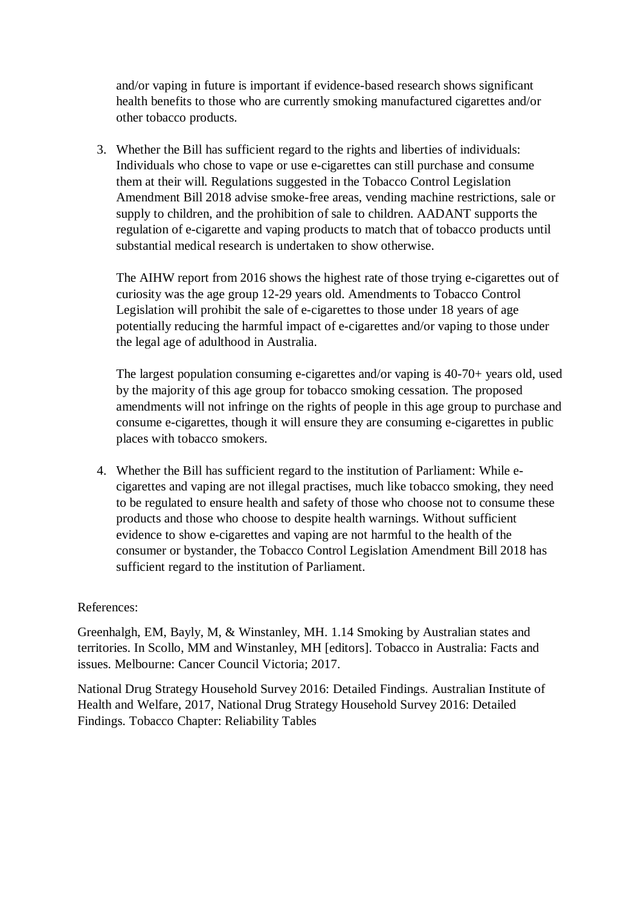and/or vaping in future is important if evidence-based research shows significant health benefits to those who are currently smoking manufactured cigarettes and/or other tobacco products.

3. Whether the Bill has sufficient regard to the rights and liberties of individuals: Individuals who chose to vape or use e-cigarettes can still purchase and consume them at their will. Regulations suggested in the Tobacco Control Legislation Amendment Bill 2018 advise smoke-free areas, vending machine restrictions, sale or supply to children, and the prohibition of sale to children. AADANT supports the regulation of e-cigarette and vaping products to match that of tobacco products until substantial medical research is undertaken to show otherwise.

   The AIHW report from 2016 shows the highest rate of those trying e-cigarettes out of curiosity was the age group 12-29 years old. Amendments to Tobacco Control Legislation will prohibit the sale of e-cigarettes to those under 18 years of age potentially reducing the harmful impact of e-cigarettes and/or vaping to those under the legal age of adulthood in Australia.

   The largest population consuming e-cigarettes and/or vaping is 40-70+ years old, used by the majority of this age group for tobacco smoking cessation. The proposed amendments will not infringe on the rights of people in this age group to purchase and consume e-cigarettes, though it will ensure they are consuming e-cigarettes in public places with tobacco smokers.

4. Whether the Bill has sufficient regard to the institution of Parliament: While e-cigarettes and vaping are not illegal practises, much like tobacco smoking, they need to be regulated to ensure health and safety of those who choose not to consume these products and those who choose to despite health warnings. Without sufficient evidence to show e-cigarettes and vaping are not harmful to the health of the consumer or bystander, the Tobacco Control Legislation Amendment Bill 2018 has sufficient regard to the institution of Parliament.

References:

Greenhalgh, EM, Bayly, M, & Winstanley, MH. 1.14 Smoking by Australian states and territories. In Scollo, MM and Winstanley, MH [editors]. Tobacco in Australia: Facts and issues. Melbourne: Cancer Council Victoria; 2017.

National Drug Strategy Household Survey 2016: Detailed Findings. Australian Institute of Health and Welfare, 2017, National Drug Strategy Household Survey 2016: Detailed Findings. Tobacco Chapter: Reliability Tables